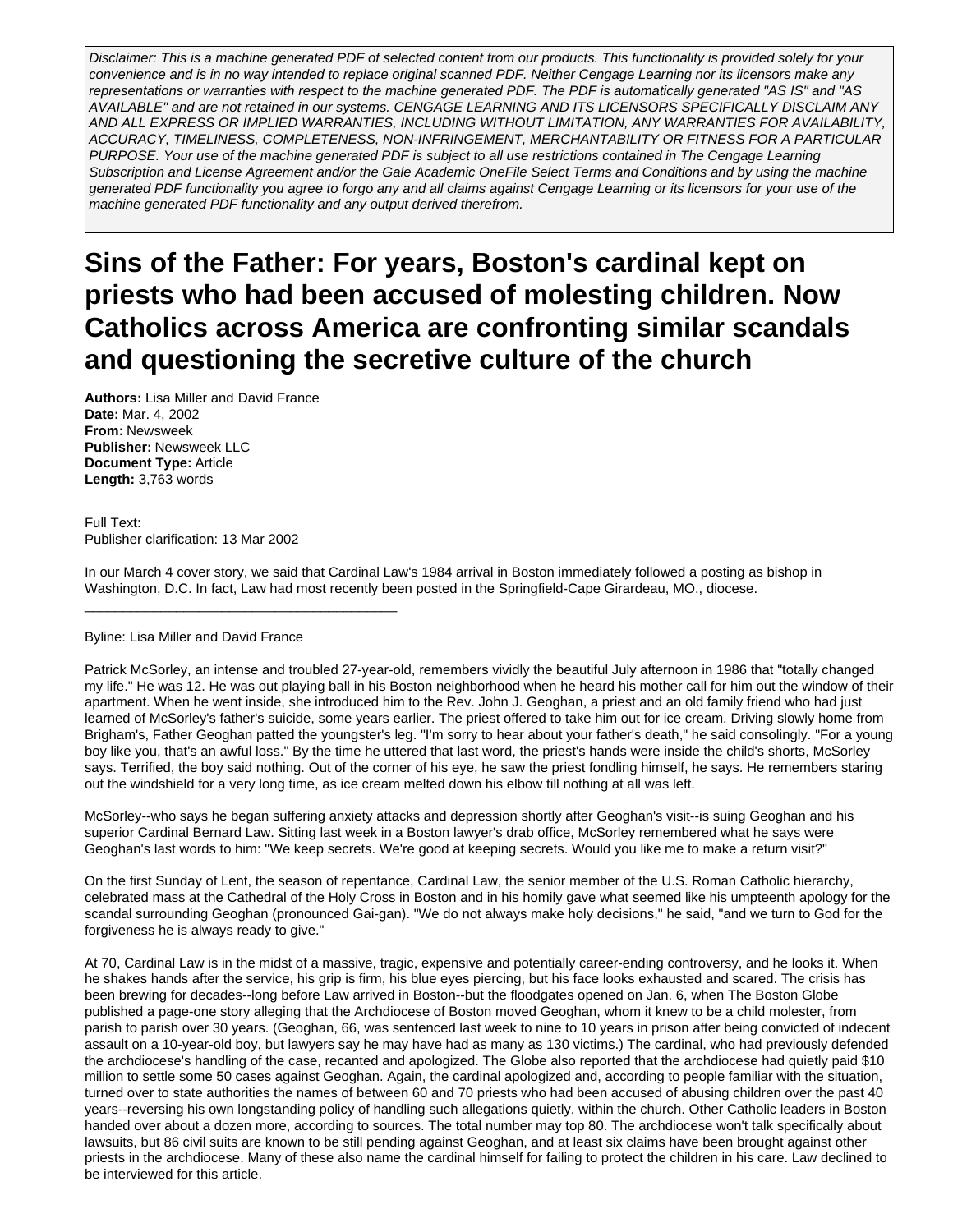*Disclaimer: This is a machine generated PDF of selected content from our products. This functionality is provided solely for your convenience and is in no way intended to replace original scanned PDF. Neither Cengage Learning nor its licensors make any representations or warranties with respect to the machine generated PDF. The PDF is automatically generated "AS IS" and "AS AVAILABLE" and are not retained in our systems. CENGAGE LEARNING AND ITS LICENSORS SPECIFICALLY DISCLAIM ANY AND ALL EXPRESS OR IMPLIED WARRANTIES, INCLUDING WITHOUT LIMITATION, ANY WARRANTIES FOR AVAILABILITY, ACCURACY, TIMELINESS, COMPLETENESS, NON-INFRINGEMENT, MERCHANTABILITY OR FITNESS FOR A PARTICULAR PURPOSE. Your use of the machine generated PDF is subject to all use restrictions contained in The Cengage Learning Subscription and License Agreement and/or the Gale Academic OneFile Select Terms and Conditions and by using the machine generated PDF functionality you agree to forgo any and all claims against Cengage Learning or its licensors for your use of the machine generated PDF functionality and any output derived therefrom.*

# Sins of the Father: For years, Boston's cardinal kept on priests who had been accused of molesting children. Now Catholics across America are confronting similar scandals and questioning the secretive culture of the church

**Authors:** Lisa Miller and David France
**Date:** Mar. 4, 2002
**From:** Newsweek
**Publisher:** Newsweek LLC
**Document Type:** Article
**Length:** 3,763 words

Full Text:
Publisher clarification: 13 Mar 2002

In our March 4 cover story, we said that Cardinal Law's 1984 arrival in Boston immediately followed a posting as bishop in Washington, D.C. In fact, Law had most recently been posted in the Springfield-Cape Girardeau, MO., diocese.

---

Byline: Lisa Miller and David France

Patrick McSorley, an intense and troubled 27-year-old, remembers vividly the beautiful July afternoon in 1986 that "totally changed my life." He was 12. He was out playing ball in his Boston neighborhood when he heard his mother call for him out the window of their apartment. When he went inside, she introduced him to the Rev. John J. Geoghan, a priest and an old family friend who had just learned of McSorley's father's suicide, some years earlier. The priest offered to take him out for ice cream. Driving slowly home from Brigham's, Father Geoghan patted the youngster's leg. "I'm sorry to hear about your father's death," he said consolingly. "For a young boy like you, that's an awful loss." By the time he uttered that last word, the priest's hands were inside the child's shorts, McSorley says. Terrified, the boy said nothing. Out of the corner of his eye, he saw the priest fondling himself, he says. He remembers staring out the windshield for a very long time, as ice cream melted down his elbow till nothing at all was left.

McSorley--who says he began suffering anxiety attacks and depression shortly after Geoghan's visit--is suing Geoghan and his superior Cardinal Bernard Law. Sitting last week in a Boston lawyer's drab office, McSorley remembered what he says were Geoghan's last words to him: "We keep secrets. We're good at keeping secrets. Would you like me to make a return visit?"

On the first Sunday of Lent, the season of repentance, Cardinal Law, the senior member of the U.S. Roman Catholic hierarchy, celebrated mass at the Cathedral of the Holy Cross in Boston and in his homily gave what seemed like his umpteenth apology for the scandal surrounding Geoghan (pronounced Gai-gan). "We do not always make holy decisions," he said, "and we turn to God for the forgiveness he is always ready to give."

At 70, Cardinal Law is in the midst of a massive, tragic, expensive and potentially career-ending controversy, and he looks it. When he shakes hands after the service, his grip is firm, his blue eyes piercing, but his face looks exhausted and scared. The crisis has been brewing for decades--long before Law arrived in Boston--but the floodgates opened on Jan. 6, when The Boston Globe published a page-one story alleging that the Archdiocese of Boston moved Geoghan, whom it knew to be a child molester, from parish to parish over 30 years. (Geoghan, 66, was sentenced last week to nine to 10 years in prison after being convicted of indecent assault on a 10-year-old boy, but lawyers say he may have had as many as 130 victims.) The cardinal, who had previously defended the archdiocese's handling of the case, recanted and apologized. The Globe also reported that the archdiocese had quietly paid $10 million to settle some 50 cases against Geoghan. Again, the cardinal apologized and, according to people familiar with the situation, turned over to state authorities the names of between 60 and 70 priests who had been accused of abusing children over the past 40 years--reversing his own longstanding policy of handling such allegations quietly, within the church. Other Catholic leaders in Boston handed over about a dozen more, according to sources. The total number may top 80. The archdiocese won't talk specifically about lawsuits, but 86 civil suits are known to be still pending against Geoghan, and at least six claims have been brought against other priests in the archdiocese. Many of these also name the cardinal himself for failing to protect the children in his care. Law declined to be interviewed for this article.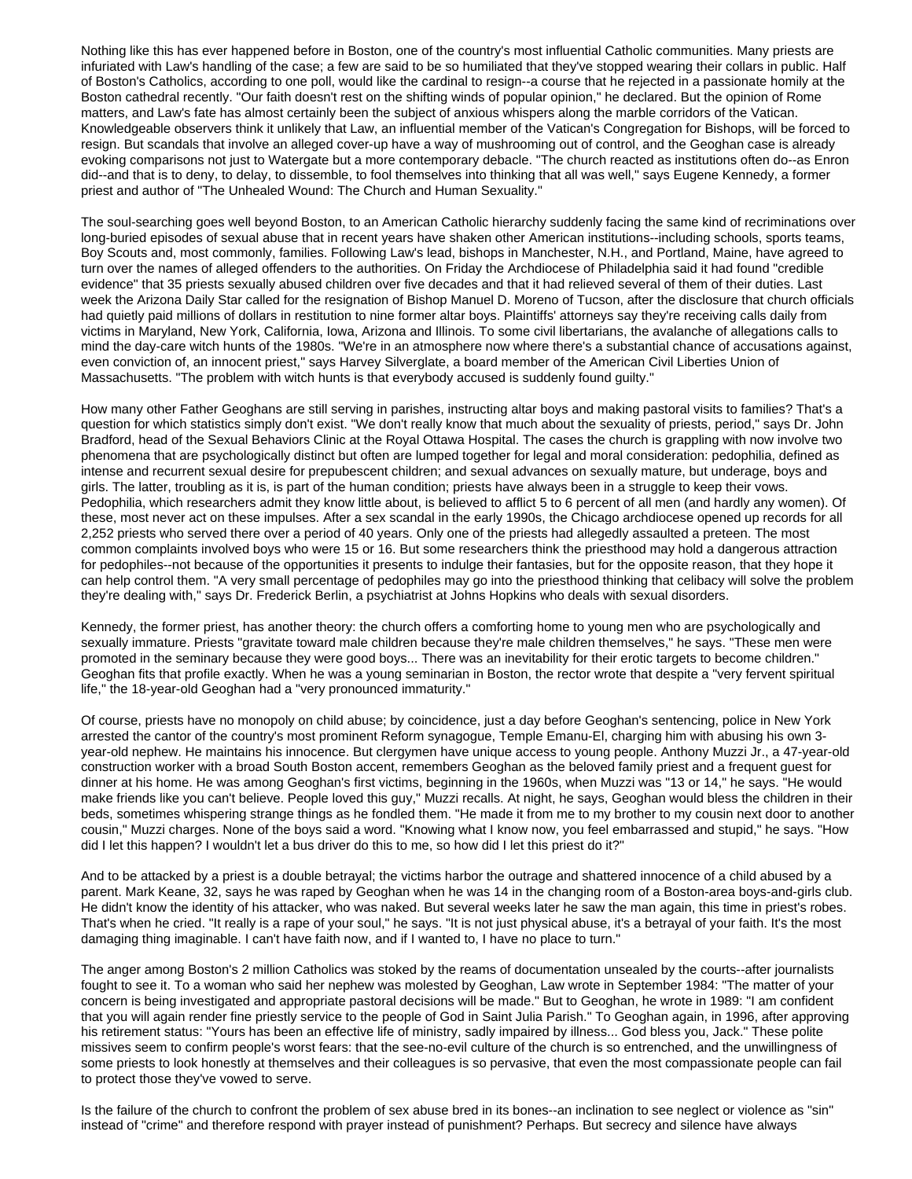Nothing like this has ever happened before in Boston, one of the country's most influential Catholic communities. Many priests are infuriated with Law's handling of the case; a few are said to be so humiliated that they've stopped wearing their collars in public. Half of Boston's Catholics, according to one poll, would like the cardinal to resign--a course that he rejected in a passionate homily at the Boston cathedral recently. "Our faith doesn't rest on the shifting winds of popular opinion," he declared. But the opinion of Rome matters, and Law's fate has almost certainly been the subject of anxious whispers along the marble corridors of the Vatican. Knowledgeable observers think it unlikely that Law, an influential member of the Vatican's Congregation for Bishops, will be forced to resign. But scandals that involve an alleged cover-up have a way of mushrooming out of control, and the Geoghan case is already evoking comparisons not just to Watergate but a more contemporary debacle. "The church reacted as institutions often do--as Enron did--and that is to deny, to delay, to dissemble, to fool themselves into thinking that all was well," says Eugene Kennedy, a former priest and author of "The Unhealed Wound: The Church and Human Sexuality."

The soul-searching goes well beyond Boston, to an American Catholic hierarchy suddenly facing the same kind of recriminations over long-buried episodes of sexual abuse that in recent years have shaken other American institutions--including schools, sports teams, Boy Scouts and, most commonly, families. Following Law's lead, bishops in Manchester, N.H., and Portland, Maine, have agreed to turn over the names of alleged offenders to the authorities. On Friday the Archdiocese of Philadelphia said it had found "credible evidence" that 35 priests sexually abused children over five decades and that it had relieved several of them of their duties. Last week the Arizona Daily Star called for the resignation of Bishop Manuel D. Moreno of Tucson, after the disclosure that church officials had quietly paid millions of dollars in restitution to nine former altar boys. Plaintiffs' attorneys say they're receiving calls daily from victims in Maryland, New York, California, Iowa, Arizona and Illinois. To some civil libertarians, the avalanche of allegations calls to mind the day-care witch hunts of the 1980s. "We're in an atmosphere now where there's a substantial chance of accusations against, even conviction of, an innocent priest," says Harvey Silverglate, a board member of the American Civil Liberties Union of Massachusetts. "The problem with witch hunts is that everybody accused is suddenly found guilty."

How many other Father Geoghans are still serving in parishes, instructing altar boys and making pastoral visits to families? That's a question for which statistics simply don't exist. "We don't really know that much about the sexuality of priests, period," says Dr. John Bradford, head of the Sexual Behaviors Clinic at the Royal Ottawa Hospital. The cases the church is grappling with now involve two phenomena that are psychologically distinct but often are lumped together for legal and moral consideration: pedophilia, defined as intense and recurrent sexual desire for prepubescent children; and sexual advances on sexually mature, but underage, boys and girls. The latter, troubling as it is, is part of the human condition; priests have always been in a struggle to keep their vows. Pedophilia, which researchers admit they know little about, is believed to afflict 5 to 6 percent of all men (and hardly any women). Of these, most never act on these impulses. After a sex scandal in the early 1990s, the Chicago archdiocese opened up records for all 2,252 priests who served there over a period of 40 years. Only one of the priests had allegedly assaulted a preteen. The most common complaints involved boys who were 15 or 16. But some researchers think the priesthood may hold a dangerous attraction for pedophiles--not because of the opportunities it presents to indulge their fantasies, but for the opposite reason, that they hope it can help control them. "A very small percentage of pedophiles may go into the priesthood thinking that celibacy will solve the problem they're dealing with," says Dr. Frederick Berlin, a psychiatrist at Johns Hopkins who deals with sexual disorders.

Kennedy, the former priest, has another theory: the church offers a comforting home to young men who are psychologically and sexually immature. Priests "gravitate toward male children because they're male children themselves," he says. "These men were promoted in the seminary because they were good boys... There was an inevitability for their erotic targets to become children." Geoghan fits that profile exactly. When he was a young seminarian in Boston, the rector wrote that despite a "very fervent spiritual life," the 18-year-old Geoghan had a "very pronounced immaturity."

Of course, priests have no monopoly on child abuse; by coincidence, just a day before Geoghan's sentencing, police in New York arrested the cantor of the country's most prominent Reform synagogue, Temple Emanu-El, charging him with abusing his own 3-year-old nephew. He maintains his innocence. But clergymen have unique access to young people. Anthony Muzzi Jr., a 47-year-old construction worker with a broad South Boston accent, remembers Geoghan as the beloved family priest and a frequent guest for dinner at his home. He was among Geoghan's first victims, beginning in the 1960s, when Muzzi was "13 or 14," he says. "He would make friends like you can't believe. People loved this guy," Muzzi recalls. At night, he says, Geoghan would bless the children in their beds, sometimes whispering strange things as he fondled them. "He made it from me to my brother to my cousin next door to another cousin," Muzzi charges. None of the boys said a word. "Knowing what I know now, you feel embarrassed and stupid," he says. "How did I let this happen? I wouldn't let a bus driver do this to me, so how did I let this priest do it?"

And to be attacked by a priest is a double betrayal; the victims harbor the outrage and shattered innocence of a child abused by a parent. Mark Keane, 32, says he was raped by Geoghan when he was 14 in the changing room of a Boston-area boys-and-girls club. He didn't know the identity of his attacker, who was naked. But several weeks later he saw the man again, this time in priest's robes. That's when he cried. "It really is a rape of your soul," he says. "It is not just physical abuse, it's a betrayal of your faith. It's the most damaging thing imaginable. I can't have faith now, and if I wanted to, I have no place to turn."

The anger among Boston's 2 million Catholics was stoked by the reams of documentation unsealed by the courts--after journalists fought to see it. To a woman who said her nephew was molested by Geoghan, Law wrote in September 1984: "The matter of your concern is being investigated and appropriate pastoral decisions will be made." But to Geoghan, he wrote in 1989: "I am confident that you will again render fine priestly service to the people of God in Saint Julia Parish." To Geoghan again, in 1996, after approving his retirement status: "Yours has been an effective life of ministry, sadly impaired by illness... God bless you, Jack." These polite missives seem to confirm people's worst fears: that the see-no-evil culture of the church is so entrenched, and the unwillingness of some priests to look honestly at themselves and their colleagues is so pervasive, that even the most compassionate people can fail to protect those they've vowed to serve.

Is the failure of the church to confront the problem of sex abuse bred in its bones--an inclination to see neglect or violence as "sin" instead of "crime" and therefore respond with prayer instead of punishment? Perhaps. But secrecy and silence have always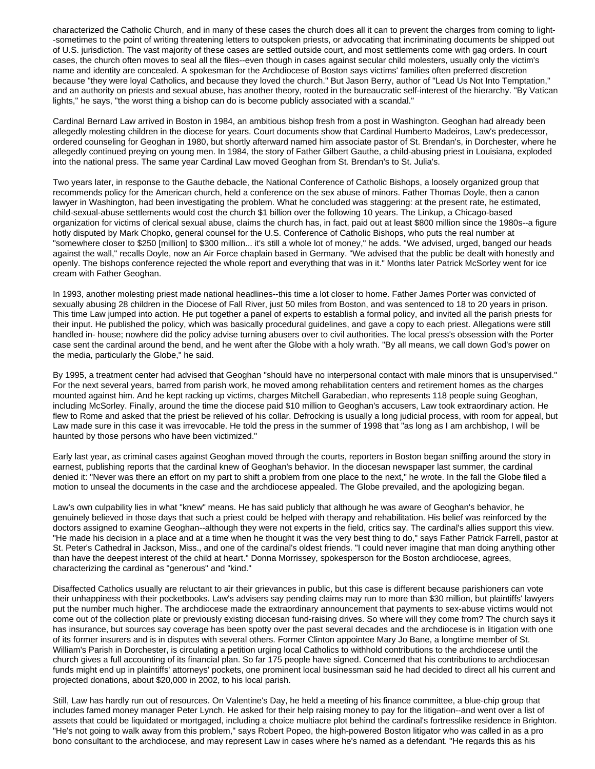characterized the Catholic Church, and in many of these cases the church does all it can to prevent the charges from coming to light--sometimes to the point of writing threatening letters to outspoken priests, or advocating that incriminating documents be shipped out of U.S. jurisdiction. The vast majority of these cases are settled outside court, and most settlements come with gag orders. In court cases, the church often moves to seal all the files--even though in cases against secular child molesters, usually only the victim's name and identity are concealed. A spokesman for the Archdiocese of Boston says victims' families often preferred discretion because "they were loyal Catholics, and because they loved the church." But Jason Berry, author of "Lead Us Not Into Temptation," and an authority on priests and sexual abuse, has another theory, rooted in the bureaucratic self-interest of the hierarchy. "By Vatican lights," he says, "the worst thing a bishop can do is become publicly associated with a scandal."

Cardinal Bernard Law arrived in Boston in 1984, an ambitious bishop fresh from a post in Washington. Geoghan had already been allegedly molesting children in the diocese for years. Court documents show that Cardinal Humberto Madeiros, Law's predecessor, ordered counseling for Geoghan in 1980, but shortly afterward named him associate pastor of St. Brendan's, in Dorchester, where he allegedly continued preying on young men. In 1984, the story of Father Gilbert Gauthe, a child-abusing priest in Louisiana, exploded into the national press. The same year Cardinal Law moved Geoghan from St. Brendan's to St. Julia's.

Two years later, in response to the Gauthe debacle, the National Conference of Catholic Bishops, a loosely organized group that recommends policy for the American church, held a conference on the sex abuse of minors. Father Thomas Doyle, then a canon lawyer in Washington, had been investigating the problem. What he concluded was staggering: at the present rate, he estimated, child-sexual-abuse settlements would cost the church $1 billion over the following 10 years. The Linkup, a Chicago-based organization for victims of clerical sexual abuse, claims the church has, in fact, paid out at least $800 million since the 1980s--a figure hotly disputed by Mark Chopko, general counsel for the U.S. Conference of Catholic Bishops, who puts the real number at "somewhere closer to $250 [million] to $300 million... it's still a whole lot of money," he adds. "We advised, urged, banged our heads against the wall," recalls Doyle, now an Air Force chaplain based in Germany. "We advised that the public be dealt with honestly and openly. The bishops conference rejected the whole report and everything that was in it." Months later Patrick McSorley went for ice cream with Father Geoghan.

In 1993, another molesting priest made national headlines--this time a lot closer to home. Father James Porter was convicted of sexually abusing 28 children in the Diocese of Fall River, just 50 miles from Boston, and was sentenced to 18 to 20 years in prison. This time Law jumped into action. He put together a panel of experts to establish a formal policy, and invited all the parish priests for their input. He published the policy, which was basically procedural guidelines, and gave a copy to each priest. Allegations were still handled in- house; nowhere did the policy advise turning abusers over to civil authorities. The local press's obsession with the Porter case sent the cardinal around the bend, and he went after the Globe with a holy wrath. "By all means, we call down God's power on the media, particularly the Globe," he said.

By 1995, a treatment center had advised that Geoghan "should have no interpersonal contact with male minors that is unsupervised." For the next several years, barred from parish work, he moved among rehabilitation centers and retirement homes as the charges mounted against him. And he kept racking up victims, charges Mitchell Garabedian, who represents 118 people suing Geoghan, including McSorley. Finally, around the time the diocese paid $10 million to Geoghan's accusers, Law took extraordinary action. He flew to Rome and asked that the priest be relieved of his collar. Defrocking is usually a long judicial process, with room for appeal, but Law made sure in this case it was irrevocable. He told the press in the summer of 1998 that "as long as I am archbishop, I will be haunted by those persons who have been victimized."

Early last year, as criminal cases against Geoghan moved through the courts, reporters in Boston began sniffing around the story in earnest, publishing reports that the cardinal knew of Geoghan's behavior. In the diocesan newspaper last summer, the cardinal denied it: "Never was there an effort on my part to shift a problem from one place to the next," he wrote. In the fall the Globe filed a motion to unseal the documents in the case and the archdiocese appealed. The Globe prevailed, and the apologizing began.

Law's own culpability lies in what "knew" means. He has said publicly that although he was aware of Geoghan's behavior, he genuinely believed in those days that such a priest could be helped with therapy and rehabilitation. His belief was reinforced by the doctors assigned to examine Geoghan--although they were not experts in the field, critics say. The cardinal's allies support this view. "He made his decision in a place and at a time when he thought it was the very best thing to do," says Father Patrick Farrell, pastor at St. Peter's Cathedral in Jackson, Miss., and one of the cardinal's oldest friends. "I could never imagine that man doing anything other than have the deepest interest of the child at heart." Donna Morrissey, spokesperson for the Boston archdiocese, agrees, characterizing the cardinal as "generous" and "kind."

Disaffected Catholics usually are reluctant to air their grievances in public, but this case is different because parishioners can vote their unhappiness with their pocketbooks. Law's advisers say pending claims may run to more than $30 million, but plaintiffs' lawyers put the number much higher. The archdiocese made the extraordinary announcement that payments to sex-abuse victims would not come out of the collection plate or previously existing diocesan fund-raising drives. So where will they come from? The church says it has insurance, but sources say coverage has been spotty over the past several decades and the archdiocese is in litigation with one of its former insurers and is in disputes with several others. Former Clinton appointee Mary Jo Bane, a longtime member of St. William's Parish in Dorchester, is circulating a petition urging local Catholics to withhold contributions to the archdiocese until the church gives a full accounting of its financial plan. So far 175 people have signed. Concerned that his contributions to archdiocesan funds might end up in plaintiffs' attorneys' pockets, one prominent local businessman said he had decided to direct all his current and projected donations, about $20,000 in 2002, to his local parish.

Still, Law has hardly run out of resources. On Valentine's Day, he held a meeting of his finance committee, a blue-chip group that includes famed money manager Peter Lynch. He asked for their help raising money to pay for the litigation--and went over a list of assets that could be liquidated or mortgaged, including a choice multiacre plot behind the cardinal's fortresslike residence in Brighton. "He's not going to walk away from this problem," says Robert Popeo, the high-powered Boston litigator who was called in as a pro bono consultant to the archdiocese, and may represent Law in cases where he's named as a defendant. "He regards this as his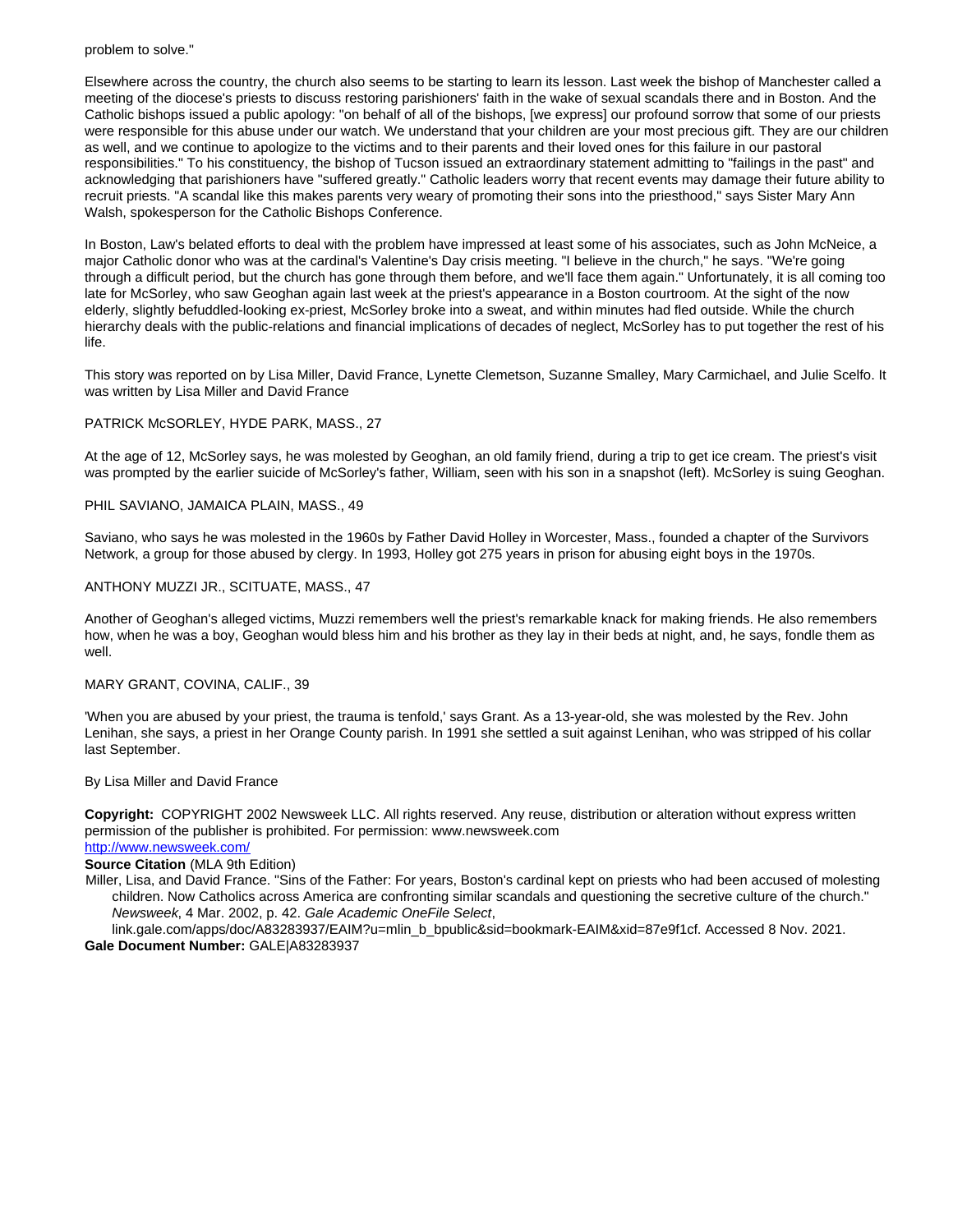problem to solve."

Elsewhere across the country, the church also seems to be starting to learn its lesson. Last week the bishop of Manchester called a meeting of the diocese's priests to discuss restoring parishioners' faith in the wake of sexual scandals there and in Boston. And the Catholic bishops issued a public apology: "on behalf of all of the bishops, [we express] our profound sorrow that some of our priests were responsible for this abuse under our watch. We understand that your children are your most precious gift. They are our children as well, and we continue to apologize to the victims and to their parents and their loved ones for this failure in our pastoral responsibilities." To his constituency, the bishop of Tucson issued an extraordinary statement admitting to "failings in the past" and acknowledging that parishioners have "suffered greatly." Catholic leaders worry that recent events may damage their future ability to recruit priests. "A scandal like this makes parents very weary of promoting their sons into the priesthood," says Sister Mary Ann Walsh, spokesperson for the Catholic Bishops Conference.

In Boston, Law's belated efforts to deal with the problem have impressed at least some of his associates, such as John McNeice, a major Catholic donor who was at the cardinal's Valentine's Day crisis meeting. "I believe in the church," he says. "We're going through a difficult period, but the church has gone through them before, and we'll face them again." Unfortunately, it is all coming too late for McSorley, who saw Geoghan again last week at the priest's appearance in a Boston courtroom. At the sight of the now elderly, slightly befuddled-looking ex-priest, McSorley broke into a sweat, and within minutes had fled outside. While the church hierarchy deals with the public-relations and financial implications of decades of neglect, McSorley has to put together the rest of his life.

This story was reported on by Lisa Miller, David France, Lynette Clemetson, Suzanne Smalley, Mary Carmichael, and Julie Scelfo. It was written by Lisa Miller and David France

PATRICK McSORLEY, HYDE PARK, MASS., 27

At the age of 12, McSorley says, he was molested by Geoghan, an old family friend, during a trip to get ice cream. The priest's visit was prompted by the earlier suicide of McSorley's father, William, seen with his son in a snapshot (left). McSorley is suing Geoghan.

PHIL SAVIANO, JAMAICA PLAIN, MASS., 49

Saviano, who says he was molested in the 1960s by Father David Holley in Worcester, Mass., founded a chapter of the Survivors Network, a group for those abused by clergy. In 1993, Holley got 275 years in prison for abusing eight boys in the 1970s.

ANTHONY MUZZI JR., SCITUATE, MASS., 47

Another of Geoghan's alleged victims, Muzzi remembers well the priest's remarkable knack for making friends. He also remembers how, when he was a boy, Geoghan would bless him and his brother as they lay in their beds at night, and, he says, fondle them as well.

MARY GRANT, COVINA, CALIF., 39

'When you are abused by your priest, the trauma is tenfold,' says Grant. As a 13-year-old, she was molested by the Rev. John Lenihan, she says, a priest in her Orange County parish. In 1991 she settled a suit against Lenihan, who was stripped of his collar last September.

By Lisa Miller and David France

**Copyright:** COPYRIGHT 2002 Newsweek LLC. All rights reserved. Any reuse, distribution or alteration without express written permission of the publisher is prohibited. For permission: www.newsweek.com
http://www.newsweek.com/

**Source Citation** (MLA 9th Edition)

Miller, Lisa, and David France. "Sins of the Father: For years, Boston's cardinal kept on priests who had been accused of molesting children. Now Catholics across America are confronting similar scandals and questioning the secretive culture of the church." *Newsweek*, 4 Mar. 2002, p. 42. *Gale Academic OneFile Select*, link.gale.com/apps/doc/A83283937/EAIM?u=mlin_b_bpublic&sid=bookmark-EAIM&xid=87e9f1cf. Accessed 8 Nov. 2021.

**Gale Document Number:** GALE|A83283937